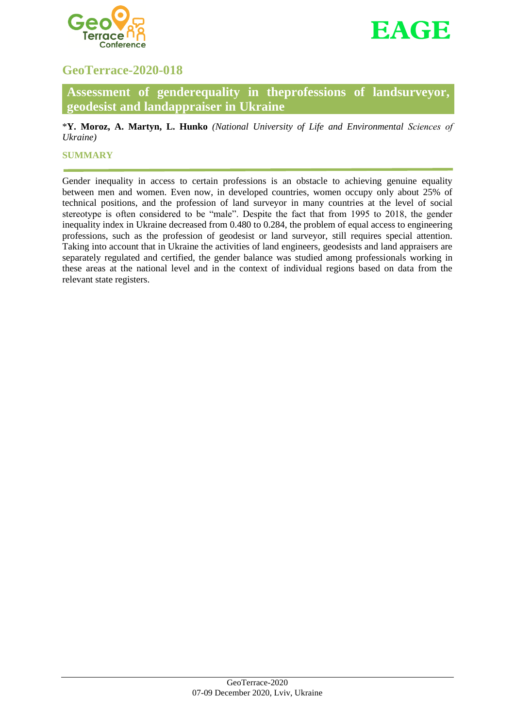## GeoTerrace-2020-018

# Assessment of genderequality in theprofessions of landsurveyor, geodesist and landappraiser in Ukraine

*\*Y. Moroz, A. Martyn, L. Hunko* *(National University of Life and Environmental Sciences of Ukraine)*

### SUMMARY

Gender inequality in access to certain professions is an obstacle to achieving genuine equality between men and women. Even now, in developed countries, women occupy only about 25% of technical positions, and the profession of land surveyor in many countries at the level of social stereotype is often considered to be "male". Despite the fact that from 1995 to 2018, the gender inequality index in Ukraine decreased from 0.480 to 0.284, the problem of equal access to engineering professions, such as the profession of geodesist or land surveyor, still requires special attention. Taking into account that in Ukraine the activities of land engineers, geodesists and land appraisers are separately regulated and certified, the gender balance was studied among professionals working in these areas at the national level and in the context of individual regions based on data from the relevant state registers.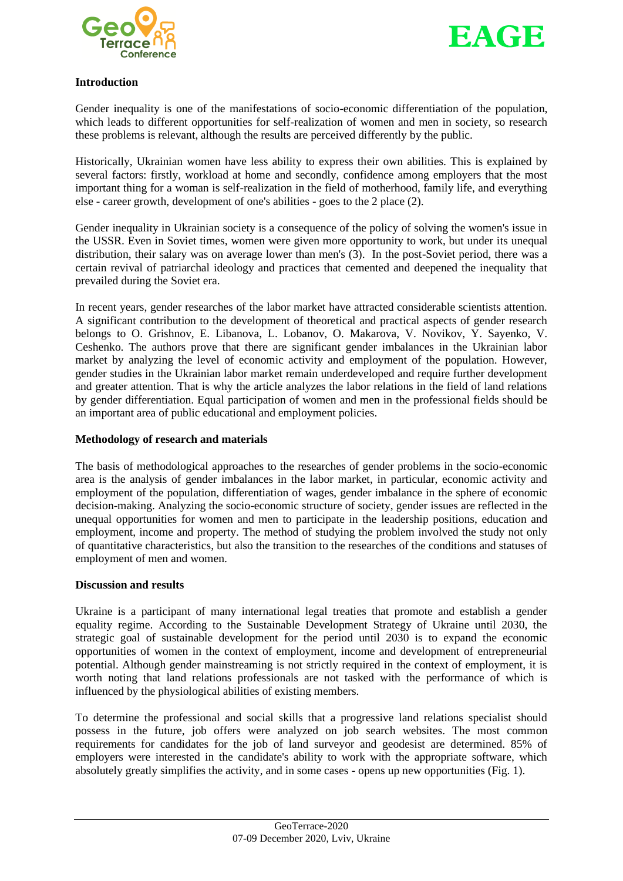## Introduction

Gender inequality is one of the manifestations of socio-economic differentiation of the population, which leads to different opportunities for self-realization of women and men in society, so research these problems is relevant, although the results are perceived differently by the public.

Historically, Ukrainian women have less ability to express their own abilities. This is explained by several factors: firstly, workload at home and secondly, confidence among employers that the most important thing for a woman is self-realization in the field of motherhood, family life, and everything else - career growth, development of one's abilities - goes to the 2 place (2).

Gender inequality in Ukrainian society is a consequence of the policy of solving the women's issue in the USSR. Even in Soviet times, women were given more opportunity to work, but under its unequal distribution, their salary was on average lower than men's (3). In the post-Soviet period, there was a certain revival of patriarchal ideology and practices that cemented and deepened the inequality that prevailed during the Soviet era.

In recent years, gender researches of the labor market have attracted considerable scientists attention. A significant contribution to the development of theoretical and practical aspects of gender research belongs to O. Grishnov, E. Libanova, L. Lobanov, O. Makarova, V. Novikov, Y. Sayenko, V. Ceshenko. The authors prove that there are significant gender imbalances in the Ukrainian labor market by analyzing the level of economic activity and employment of the population. However, gender studies in the Ukrainian labor market remain underdeveloped and require further development and greater attention. That is why the article analyzes the labor relations in the field of land relations by gender differentiation. Equal participation of women and men in the professional fields should be an important area of public educational and employment policies.

## Methodology of research and materials

The basis of methodological approaches to the researches of gender problems in the socio-economic area is the analysis of gender imbalances in the labor market, in particular, economic activity and employment of the population, differentiation of wages, gender imbalance in the sphere of economic decision-making. Analyzing the socio-economic structure of society, gender issues are reflected in the unequal opportunities for women and men to participate in the leadership positions, education and employment, income and property. The method of studying the problem involved the study not only of quantitative characteristics, but also the transition to the researches of the conditions and statuses of employment of men and women.

## Discussion and results

Ukraine is a participant of many international legal treaties that promote and establish a gender equality regime. According to the Sustainable Development Strategy of Ukraine until 2030, the strategic goal of sustainable development for the period until 2030 is to expand the economic opportunities of women in the context of employment, income and development of entrepreneurial potential. Although gender mainstreaming is not strictly required in the context of employment, it is worth noting that land relations professionals are not tasked with the performance of which is influenced by the physiological abilities of existing members.

To determine the professional and social skills that a progressive land relations specialist should possess in the future, job offers were analyzed on job search websites. The most common requirements for candidates for the job of land surveyor and geodesist are determined. 85% of employers were interested in the candidate's ability to work with the appropriate software, which absolutely greatly simplifies the activity, and in some cases - opens up new opportunities (Fig. 1).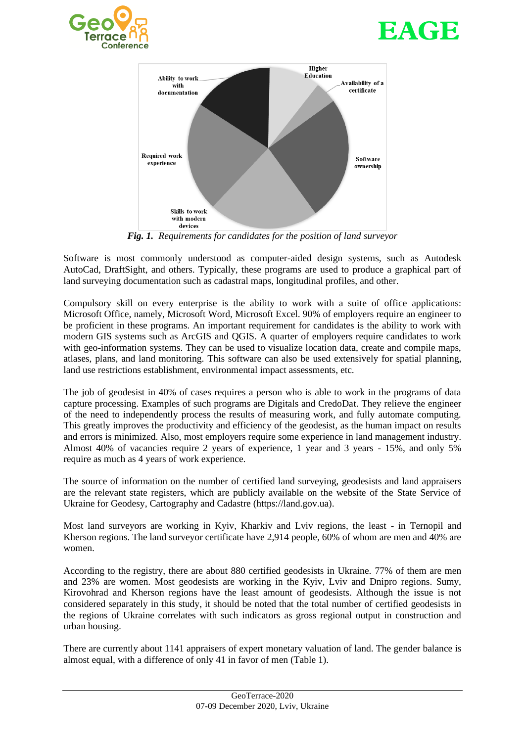*Fig. 1. Requirements for candidates for the position of land surveyor*

Software is most commonly understood as computer-aided design systems, such as Autodesk AutoCad, DraftSight, and others. Typically, these programs are used to produce a graphical part of land surveying documentation such as cadastral maps, longitudinal profiles, and other.

Compulsory skill on every enterprise is the ability to work with a suite of office applications: Microsoft Office, namely, Microsoft Word, Microsoft Excel. 90% of employers require an engineer to be proficient in these programs. An important requirement for candidates is the ability to work with modern GIS systems such as ArcGIS and QGIS. A quarter of employers require candidates to work with geo-information systems. They can be used to visualize location data, create and compile maps, atlases, plans, and land monitoring. This software can also be used extensively for spatial planning, land use restrictions establishment, environmental impact assessments, etc.

The job of geodesist in 40% of cases requires a person who is able to work in the programs of data capture processing. Examples of such programs are Digitals and CredoDat. They relieve the engineer of the need to independently process the results of measuring work, and fully automate computing. This greatly improves the productivity and efficiency of the geodesist, as the human impact on results and errors is minimized. Also, most employers require some experience in land management industry. Almost 40% of vacancies require 2 years of experience, 1 year and 3 years - 15%, and only 5% require as much as 4 years of work experience.

The source of information on the number of certified land surveying, geodesists and land appraisers are the relevant state registers, which are publicly available on the website of the State Service of Ukraine for Geodesy, Cartography and Cadastre (https://land.gov.ua).

Most land surveyors are working in Kyiv, Kharkiv and Lviv regions, the least - in Ternopil and Kherson regions. The land surveyor certificate have 2,914 people, 60% of whom are men and 40% are women.

According to the registry, there are about 880 certified geodesists in Ukraine. 77% of them are men and 23% are women. Most geodesists are working in the Kyiv, Lviv and Dnipro regions. Sumy, Kirovohrad and Kherson regions have the least amount of geodesists. Although the issue is not considered separately in this study, it should be noted that the total number of certified geodesists in the regions of Ukraine correlates with such indicators as gross regional output in construction and urban housing.

There are currently about 1141 appraisers of expert monetary valuation of land. The gender balance is almost equal, with a difference of only 41 in favor of men (Table 1).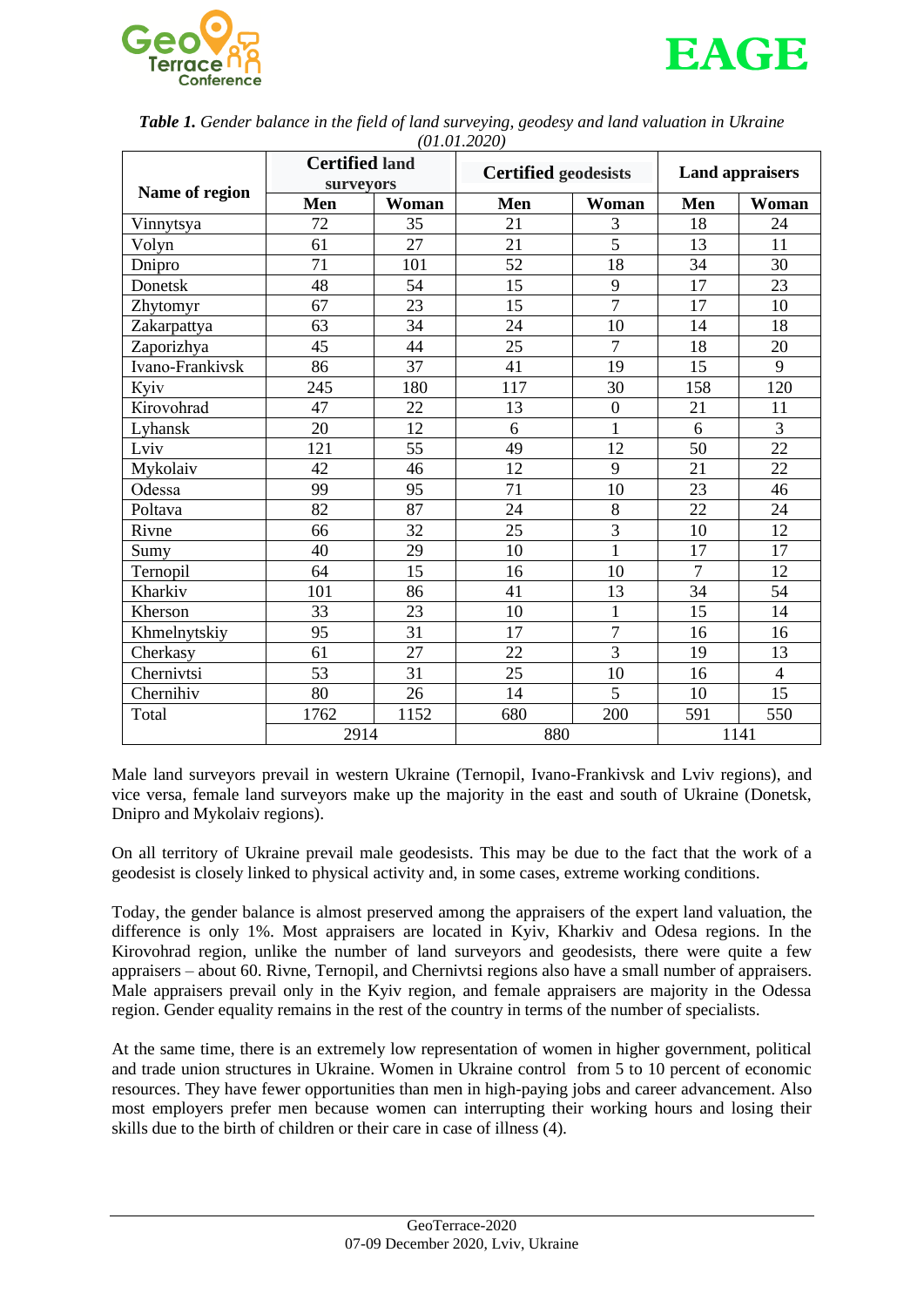***Table 1.*** *Gender balance in the field of land surveying, geodesy and land valuation in Ukraine (01.01.2020)*

| Name of region | Certified land surveyors | | Certified geodesists | | Land appraisers | |
|---|---|---|---|---|---|---|
| | Men | Woman | Men | Woman | Men | Woman |
| Vinnytsya | 72 | 35 | 21 | 3 | 18 | 24 |
| Volyn | 61 | 27 | 21 | 5 | 13 | 11 |
| Dnipro | 71 | 101 | 52 | 18 | 34 | 30 |
| Donetsk | 48 | 54 | 15 | 9 | 17 | 23 |
| Zhytomyr | 67 | 23 | 15 | 7 | 17 | 10 |
| Zakarpattya | 63 | 34 | 24 | 10 | 14 | 18 |
| Zaporizhya | 45 | 44 | 25 | 7 | 18 | 20 |
| Ivano-Frankivsk | 86 | 37 | 41 | 19 | 15 | 9 |
| Kyiv | 245 | 180 | 117 | 30 | 158 | 120 |
| Kirovohrad | 47 | 22 | 13 | 0 | 21 | 11 |
| Lyhansk | 20 | 12 | 6 | 1 | 6 | 3 |
| Lviv | 121 | 55 | 49 | 12 | 50 | 22 |
| Mykolaiv | 42 | 46 | 12 | 9 | 21 | 22 |
| Odessa | 99 | 95 | 71 | 10 | 23 | 46 |
| Poltava | 82 | 87 | 24 | 8 | 22 | 24 |
| Rivne | 66 | 32 | 25 | 3 | 10 | 12 |
| Sumy | 40 | 29 | 10 | 1 | 17 | 17 |
| Ternopil | 64 | 15 | 16 | 10 | 7 | 12 |
| Kharkiv | 101 | 86 | 41 | 13 | 34 | 54 |
| Kherson | 33 | 23 | 10 | 1 | 15 | 14 |
| Khmelnytskiy | 95 | 31 | 17 | 7 | 16 | 16 |
| Cherkasy | 61 | 27 | 22 | 3 | 19 | 13 |
| Chernivtsi | 53 | 31 | 25 | 10 | 16 | 4 |
| Chernihiv | 80 | 26 | 14 | 5 | 10 | 15 |
| Total | 1762 | 1152 | 680 | 200 | 591 | 550 |
| | 2914 | | 880 | | 1141 | |

Male land surveyors prevail in western Ukraine (Ternopil, Ivano-Frankivsk and Lviv regions), and vice versa, female land surveyors make up the majority in the east and south of Ukraine (Donetsk, Dnipro and Mykolaiv regions).

On all territory of Ukraine prevail male geodesists. This may be due to the fact that the work of a geodesist is closely linked to physical activity and, in some cases, extreme working conditions.

Today, the gender balance is almost preserved among the appraisers of the expert land valuation, the difference is only 1%. Most appraisers are located in Kyiv, Kharkiv and Odesa regions. In the Kirovohrad region, unlike the number of land surveyors and geodesists, there were quite a few appraisers – about 60. Rivne, Ternopil, and Chernivtsi regions also have a small number of appraisers. Male appraisers prevail only in the Kyiv region, and female appraisers are majority in the Odessa region. Gender equality remains in the rest of the country in terms of the number of specialists.

At the same time, there is an extremely low representation of women in higher government, political and trade union structures in Ukraine. Women in Ukraine control from 5 to 10 percent of economic resources. They have fewer opportunities than men in high-paying jobs and career advancement. Also most employers prefer men because women can interrupting their working hours and losing their skills due to the birth of children or their care in case of illness (4).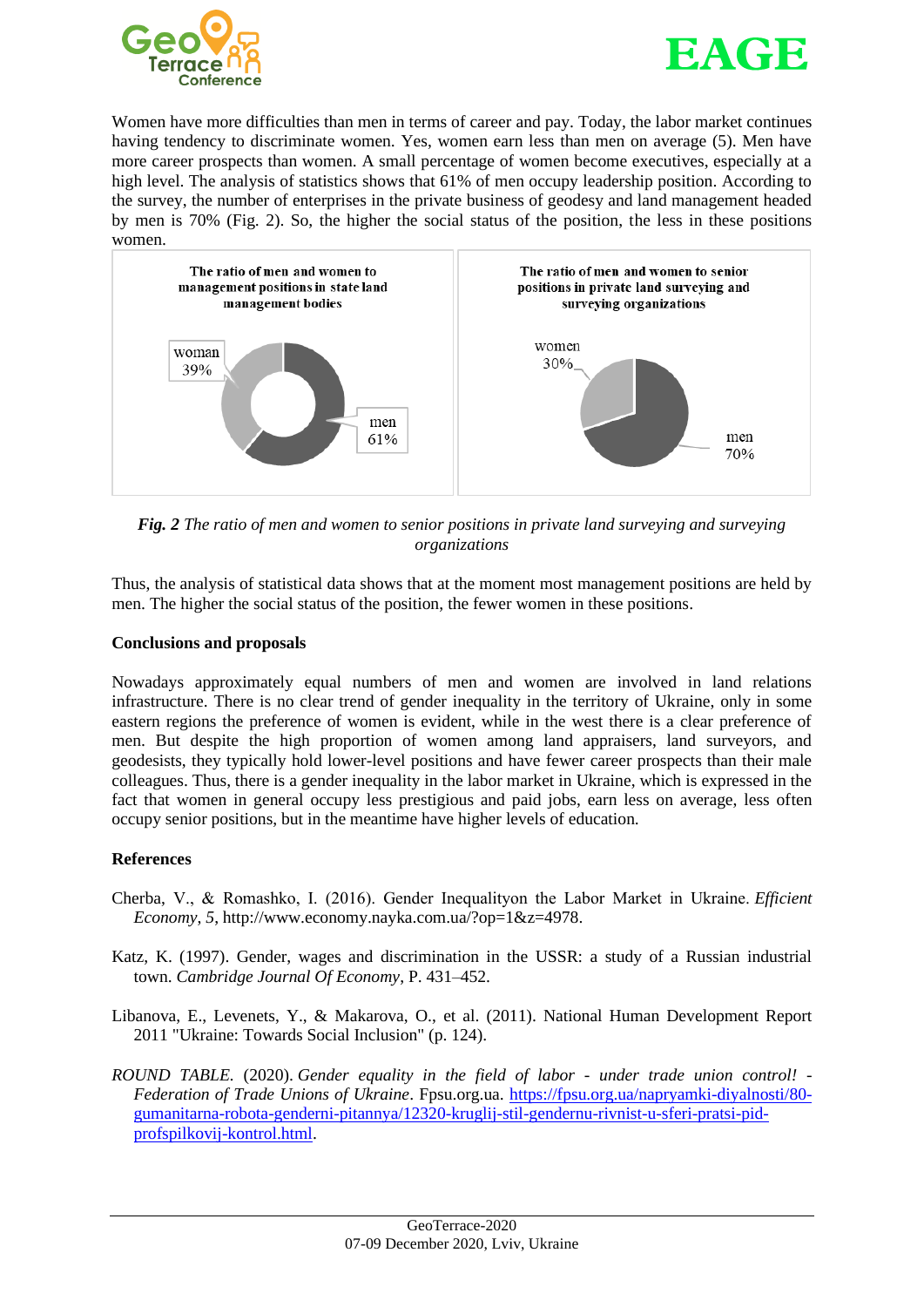Women have more difficulties than men in terms of career and pay. Today, the labor market continues having tendency to discriminate women. Yes, women earn less than men on average (5). Men have more career prospects than women. A small percentage of women become executives, especially at a high level. The analysis of statistics shows that 61% of men occupy leadership position. According to the survey, the number of enterprises in the private business of geodesy and land management headed by men is 70% (Fig. 2). So, the higher the social status of the position, the less in these positions women.

The ratio of men and women to management positions in state land management bodies

woman 39%

men 61%

The ratio of men and women to senior positions in private land surveying and surveying organizations

women 30%

men 70%

***Fig. 2*** *The ratio of men and women to senior positions in private land surveying and surveying organizations*

Thus, the analysis of statistical data shows that at the moment most management positions are held by men. The higher the social status of the position, the fewer women in these positions.

**Conclusions and proposals**

Nowadays approximately equal numbers of men and women are involved in land relations infrastructure. There is no clear trend of gender inequality in the territory of Ukraine, only in some eastern regions the preference of women is evident, while in the west there is a clear preference of men. But despite the high proportion of women among land appraisers, land surveyors, and geodesists, they typically hold lower-level positions and have fewer career prospects than their male colleagues. Thus, there is a gender inequality in the labor market in Ukraine, which is expressed in the fact that women in general occupy less prestigious and paid jobs, earn less on average, less often occupy senior positions, but in the meantime have higher levels of education.

**References**

Cherba, V., & Romashko, I. (2016). Gender Inequalityon the Labor Market in Ukraine. *Efficient Economy*, *5*, http://www.economy.nayka.com.ua/?op=1&z=4978.

Katz, K. (1997). Gender, wages and discrimination in the USSR: a study of a Russian industrial town. *Cambridge Journal Of Economy*, P. 431–452.

Libanova, E., Levenets, Y., & Makarova, O., et al. (2011). National Human Development Report 2011 "Ukraine: Towards Social Inclusion" (p. 124).

*ROUND TABLE.* (2020). *Gender equality in the field of labor - under trade union control! - Federation of Trade Unions of Ukraine*. Fpsu.org.ua. https://fpsu.org.ua/napryamki-diyalnosti/80-gumanitarna-robota-genderni-pitannya/12320-kruglij-stil-gendernu-rivnist-u-sferi-pratsi-pid-profspilkovij-kontrol.html.